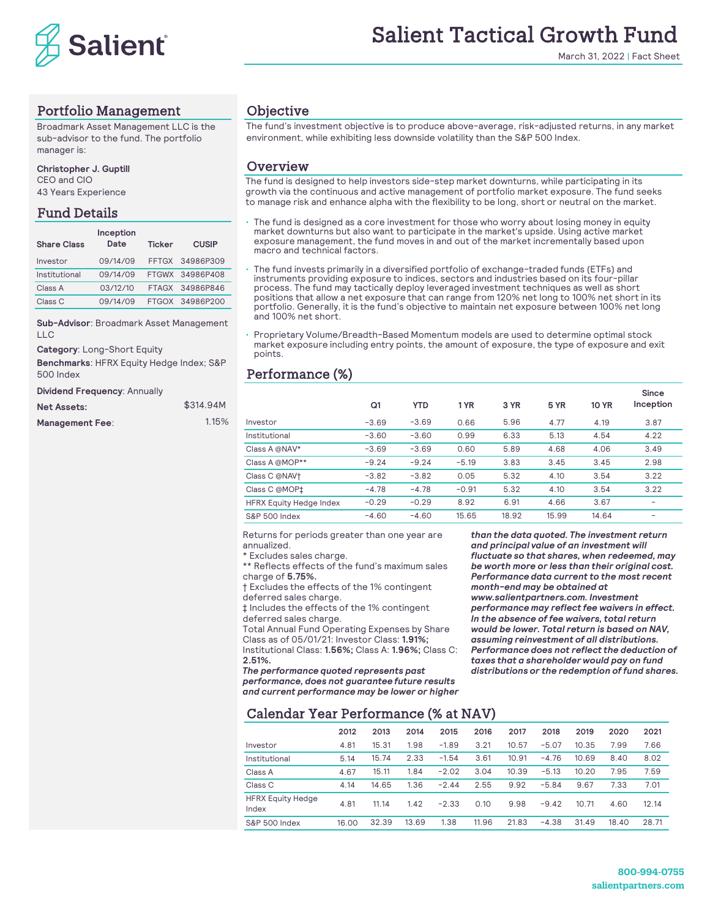# Salient Tactical Growth Fund

March 31, 2022 | Fact Sheet

## Portfolio Management

Broadmark Asset Management LLC is the sub-advisor to the fund. The portfolio manager is:

**Christopher J. Guptill**
CEO and CIO
43 Years Experience

## Fund Details

| Share Class | Inception Date | Ticker | CUSIP |
|---|---|---|---|
| Investor | 09/14/09 | FFTGX | 34986P309 |
| Institutional | 09/14/09 | FTGWX | 34986P408 |
| Class A | 03/12/10 | FTAGX | 34986P846 |
| Class C | 09/14/09 | FTGOX | 34986P200 |

**Sub-Advisor**: Broadmark Asset Management LLC

**Category**: Long-Short Equity

**Benchmarks**: HFRX Equity Hedge Index; S&P 500 Index

**Dividend Frequency**: Annually

**Net Assets:** $314.94M

**Management Fee**: 1.15%

## Objective

The fund's investment objective is to produce above-average, risk-adjusted returns, in any market environment, while exhibiting less downside volatility than the S&P 500 Index.

## Overview

The fund is designed to help investors side-step market downturns, while participating in its growth via the continuous and active management of portfolio market exposure. The fund seeks to manage risk and enhance alpha with the flexibility to be long, short or neutral on the market.

- The fund is designed as a core investment for those who worry about losing money in equity market downturns but also want to participate in the market's upside. Using active market exposure management, the fund moves in and out of the market incrementally based upon macro and technical factors.
- The fund invests primarily in a diversified portfolio of exchange-traded funds (ETFs) and instruments providing exposure to indices, sectors and industries based on its four-pillar process. The fund may tactically deploy leveraged investment techniques as well as short positions that allow a net exposure that can range from 120% net long to 100% net short in its portfolio. Generally, it is the fund's objective to maintain net exposure between 100% net long and 100% net short.
- Proprietary Volume/Breadth-Based Momentum models are used to determine optimal stock market exposure including entry points, the amount of exposure, the type of exposure and exit points.

## Performance (%)

| | Q1 | YTD | 1 YR | 3 YR | 5 YR | 10 YR | Since Inception |
|---|---|---|---|---|---|---|---|
| Investor | -3.69 | -3.69 | 0.66 | 5.96 | 4.77 | 4.19 | 3.87 |
| Institutional | -3.60 | -3.60 | 0.99 | 6.33 | 5.13 | 4.54 | 4.22 |
| Class A @NAV* | -3.69 | -3.69 | 0.60 | 5.89 | 4.68 | 4.06 | 3.49 |
| Class A @MOP** | -9.24 | -9.24 | -5.19 | 3.83 | 3.45 | 3.45 | 2.98 |
| Class C @NAV† | -3.82 | -3.82 | 0.05 | 5.32 | 4.10 | 3.54 | 3.22 |
| Class C @MOP‡ | -4.78 | -4.78 | -0.91 | 5.32 | 4.10 | 3.54 | 3.22 |
| HFRX Equity Hedge Index | -0.29 | -0.29 | 8.92 | 6.91 | 4.66 | 3.67 | – |
| S&P 500 Index | -4.60 | -4.60 | 15.65 | 18.92 | 15.99 | 14.64 | – |

Returns for periods greater than one year are annualized.
* Excludes sales charge.
** Reflects effects of the fund's maximum sales charge of **5.75%.**
† Excludes the effects of the 1% contingent deferred sales charge.
‡ Includes the effects of the 1% contingent deferred sales charge.
Total Annual Fund Operating Expenses by Share Class as of 05/01/21: Investor Class: **1.91%;** Institutional Class: **1.56%;** Class A: **1.96%;** Class C: **2.51%.**

***The performance quoted represents past performance, does not guarantee future results and current performance may be lower or higher than the data quoted. The investment return and principal value of an investment will fluctuate so that shares, when redeemed, may be worth more or less than their original cost. Performance data current to the most recent month-end may be obtained at www.salientpartners.com. Investment performance may reflect fee waivers in effect. In the absence of fee waivers, total return would be lower. Total return is based on NAV, assuming reinvestment of all distributions. Performance does not reflect the deduction of taxes that a shareholder would pay on fund distributions or the redemption of fund shares.***

## Calendar Year Performance (% at NAV)

| | 2012 | 2013 | 2014 | 2015 | 2016 | 2017 | 2018 | 2019 | 2020 | 2021 |
|---|---|---|---|---|---|---|---|---|---|---|
| Investor | 4.81 | 15.31 | 1.98 | -1.89 | 3.21 | 10.57 | -5.07 | 10.35 | 7.99 | 7.66 |
| Institutional | 5.14 | 15.74 | 2.33 | -1.54 | 3.61 | 10.91 | -4.76 | 10.69 | 8.40 | 8.02 |
| Class A | 4.67 | 15.11 | 1.84 | -2.02 | 3.04 | 10.39 | -5.13 | 10.20 | 7.95 | 7.59 |
| Class C | 4.14 | 14.65 | 1.36 | -2.44 | 2.55 | 9.92 | -5.84 | 9.67 | 7.33 | 7.01 |
| HFRX Equity Hedge Index | 4.81 | 11.14 | 1.42 | -2.33 | 0.10 | 9.98 | -9.42 | 10.71 | 4.60 | 12.14 |
| S&P 500 Index | 16.00 | 32.39 | 13.69 | 1.38 | 11.96 | 21.83 | -4.38 | 31.49 | 18.40 | 28.71 |

**800-994-0755**
**salientpartners.com**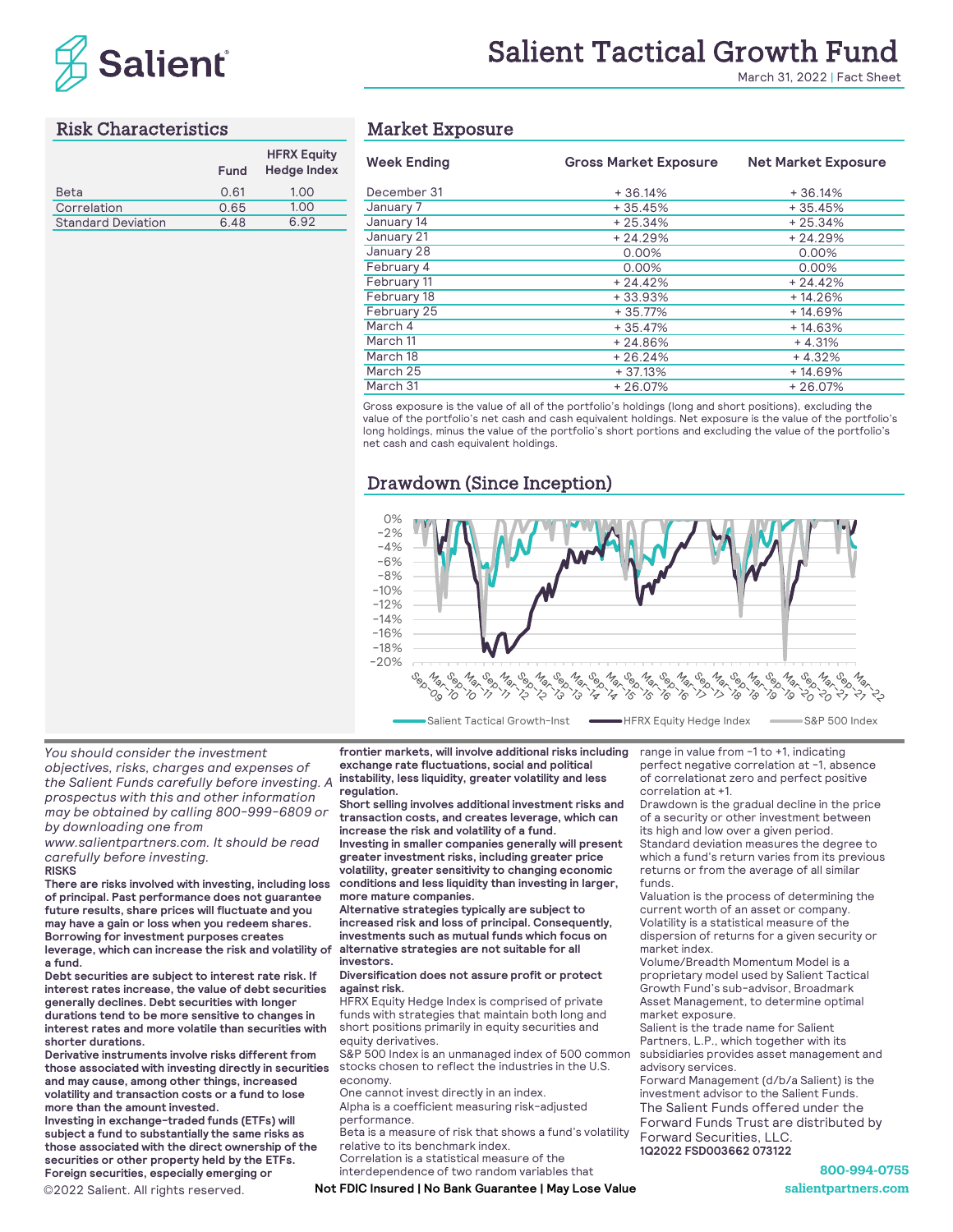# Salient Tactical Growth Fund

March 31, 2022 | Fact Sheet

## Risk Characteristics

| | Fund | HFRX Equity Hedge Index |
|---|---|---|
| Beta | 0.61 | 1.00 |
| Correlation | 0.65 | 1.00 |
| Standard Deviation | 6.48 | 6.92 |

## Market Exposure

| Week Ending | Gross Market Exposure | Net Market Exposure |
|---|---|---|
| December 31 | + 36.14% | + 36.14% |
| January 7 | + 35.45% | + 35.45% |
| January 14 | + 25.34% | + 25.34% |
| January 21 | + 24.29% | + 24.29% |
| January 28 | 0.00% | 0.00% |
| February 4 | 0.00% | 0.00% |
| February 11 | + 24.42% | + 24.42% |
| February 18 | + 33.93% | + 14.26% |
| February 25 | + 35.77% | + 14.69% |
| March 4 | + 35.47% | + 14.63% |
| March 11 | + 24.86% | + 4.31% |
| March 18 | + 26.24% | + 4.32% |
| March 25 | + 37.13% | + 14.69% |
| March 31 | + 26.07% | + 26.07% |

Gross exposure is the value of all of the portfolio's holdings (long and short positions), excluding the value of the portfolio's net cash and cash equivalent holdings. Net exposure is the value of the portfolio's long holdings, minus the value of the portfolio's short portions and excluding the value of the portfolio's net cash and cash equivalent holdings.

## Drawdown (Since Inception)

0%
-2%
-4%
-6%
-8%
-10%
-12%
-14%
-16%
-18%
-20%

Sep-09, Mar-10, Sep-10, Mar-11, Sep-11, Mar-12, Sep-12, Mar-13, Sep-13, Mar-14, Sep-14, Mar-15, Sep-15, Mar-16, Sep-16, Mar-17, Sep-17, Mar-18, Sep-18, Mar-19, Sep-19, Mar-20, Sep-20, Mar-21, Sep-21, Mar-22

Salient Tactical Growth-Inst
HFRX Equity Hedge Index
S&P 500 Index

*You should consider the investment objectives, risks, charges and expenses of the Salient Funds carefully before investing. A prospectus with this and other information may be obtained by calling 800-999-6809 or by downloading one from www.salientpartners.com. It should be read carefully before investing.*

**RISKS**

**There are risks involved with investing, including loss of principal. Past performance does not guarantee future results, share prices will fluctuate and you may have a gain or loss when you redeem shares. Borrowing for investment purposes creates leverage, which can increase the risk and volatility of a fund.**

**Debt securities are subject to interest rate risk. If interest rates increase, the value of debt securities generally declines. Debt securities with longer durations tend to be more sensitive to changes in interest rates and more volatile than securities with shorter durations.**

**Derivative instruments involve risks different from those associated with investing directly in securities and may cause, among other things, increased volatility and transaction costs or a fund to lose more than the amount invested.**

**Investing in exchange-traded funds (ETFs) will subject a fund to substantially the same risks as those associated with the direct ownership of the securities or other property held by the ETFs.**

**Foreign securities, especially emerging or frontier markets, will involve additional risks including exchange rate fluctuations, social and political instability, less liquidity, greater volatility and less regulation.**

**Short selling involves additional investment risks and transaction costs, and creates leverage, which can increase the risk and volatility of a fund.**

**Investing in smaller companies generally will present greater investment risks, including greater price volatility, greater sensitivity to changing economic conditions and less liquidity than investing in larger, more mature companies.**

**Alternative strategies typically are subject to increased risk and loss of principal. Consequently, investments such as mutual funds which focus on alternative strategies are not suitable for all investors.**

**Diversification does not assure profit or protect against risk.**

HFRX Equity Hedge Index is comprised of private funds with strategies that maintain both long and short positions primarily in equity securities and equity derivatives.

S&P 500 Index is an unmanaged index of 500 common stocks chosen to reflect the industries in the U.S. economy.

One cannot invest directly in an index.

Alpha is a coefficient measuring risk-adjusted performance.

Beta is a measure of risk that shows a fund's volatility relative to its benchmark index.

Correlation is a statistical measure of the interdependence of two random variables that range in value from -1 to +1, indicating perfect negative correlation at -1, absence of correlationat zero and perfect positive correlation at +1.

Drawdown is the gradual decline in the price of a security or other investment between its high and low over a given period.

Standard deviation measures the degree to which a fund's return varies from its previous returns or from the average of all similar funds.

Valuation is the process of determining the current worth of an asset or company.

Volatility is a statistical measure of the dispersion of returns for a given security or market index.

Volume/Breadth Momentum Model is a proprietary model used by Salient Tactical Growth Fund's sub-advisor, Broadmark Asset Management, to determine optimal market exposure.

Salient is the trade name for Salient Partners, L.P., which together with its subsidiaries provides asset management and advisory services.

Forward Management (d/b/a Salient) is the investment advisor to the Salient Funds.

The Salient Funds offered under the Forward Funds Trust are distributed by Forward Securities, LLC.

**1Q2022 FSD003662 073122**

©2022 Salient. All rights reserved.

**Not FDIC Insured | No Bank Guarantee | May Lose Value**

**800-994-0755**

**salientpartners.com**